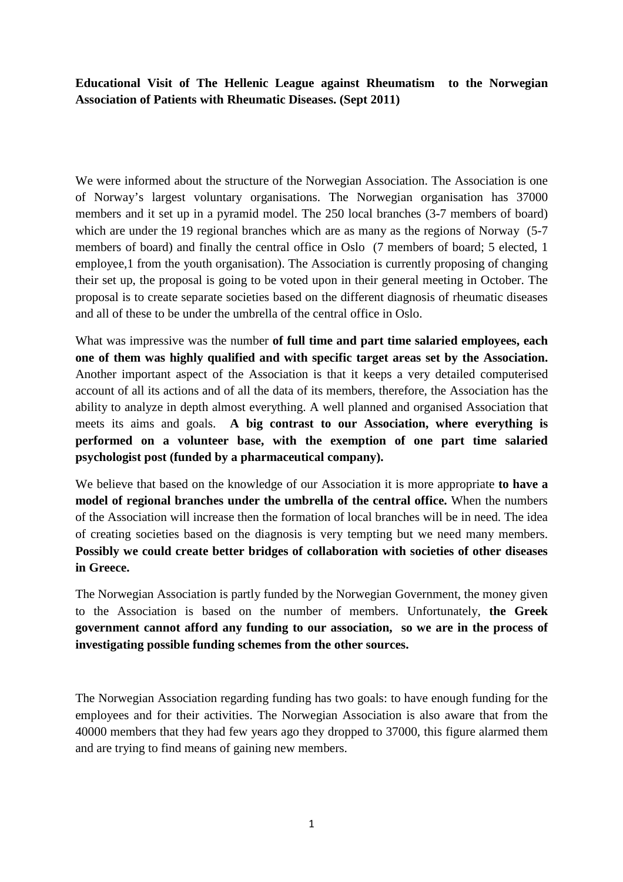**Educational Visit of The Hellenic League against Rheumatism to the Norwegian Association of Patients with Rheumatic Diseases. (Sept 2011)**

We were informed about the structure of the Norwegian Association. The Association is one of Norway's largest voluntary organisations. The Norwegian organisation has 37000 members and it set up in a pyramid model. The 250 local branches (3-7 members of board) which are under the 19 regional branches which are as many as the regions of Norway (5-7 members of board) and finally the central office in Oslo (7 members of board; 5 elected, 1 employee,1 from the youth organisation). The Association is currently proposing of changing their set up, the proposal is going to be voted upon in their general meeting in October. The proposal is to create separate societies based on the different diagnosis of rheumatic diseases and all of these to be under the umbrella of the central office in Oslo.

What was impressive was the number **of full time and part time salaried employees, each one of them was highly qualified and with specific target areas set by the Association.** Another important aspect of the Association is that it keeps a very detailed computerised account of all its actions and of all the data of its members, therefore, the Association has the ability to analyze in depth almost everything. A well planned and organised Association that meets its aims and goals. **A big contrast to our Association, where everything is performed on a volunteer base, with the exemption of one part time salaried psychologist post (funded by a pharmaceutical company).**

We believe that based on the knowledge of our Association it is more appropriate **to have a model of regional branches under the umbrella of the central office.** When the numbers of the Association will increase then the formation of local branches will be in need. The idea of creating societies based on the diagnosis is very tempting but we need many members. **Possibly we could create better bridges of collaboration with societies of other diseases in Greece.**

The Norwegian Association is partly funded by the Norwegian Government, the money given to the Association is based on the number of members. Unfortunately, **the Greek government cannot afford any funding to our association, so we are in the process of investigating possible funding schemes from the other sources.**

The Norwegian Association regarding funding has two goals: to have enough funding for the employees and for their activities. The Norwegian Association is also aware that from the 40000 members that they had few years ago they dropped to 37000, this figure alarmed them and are trying to find means of gaining new members.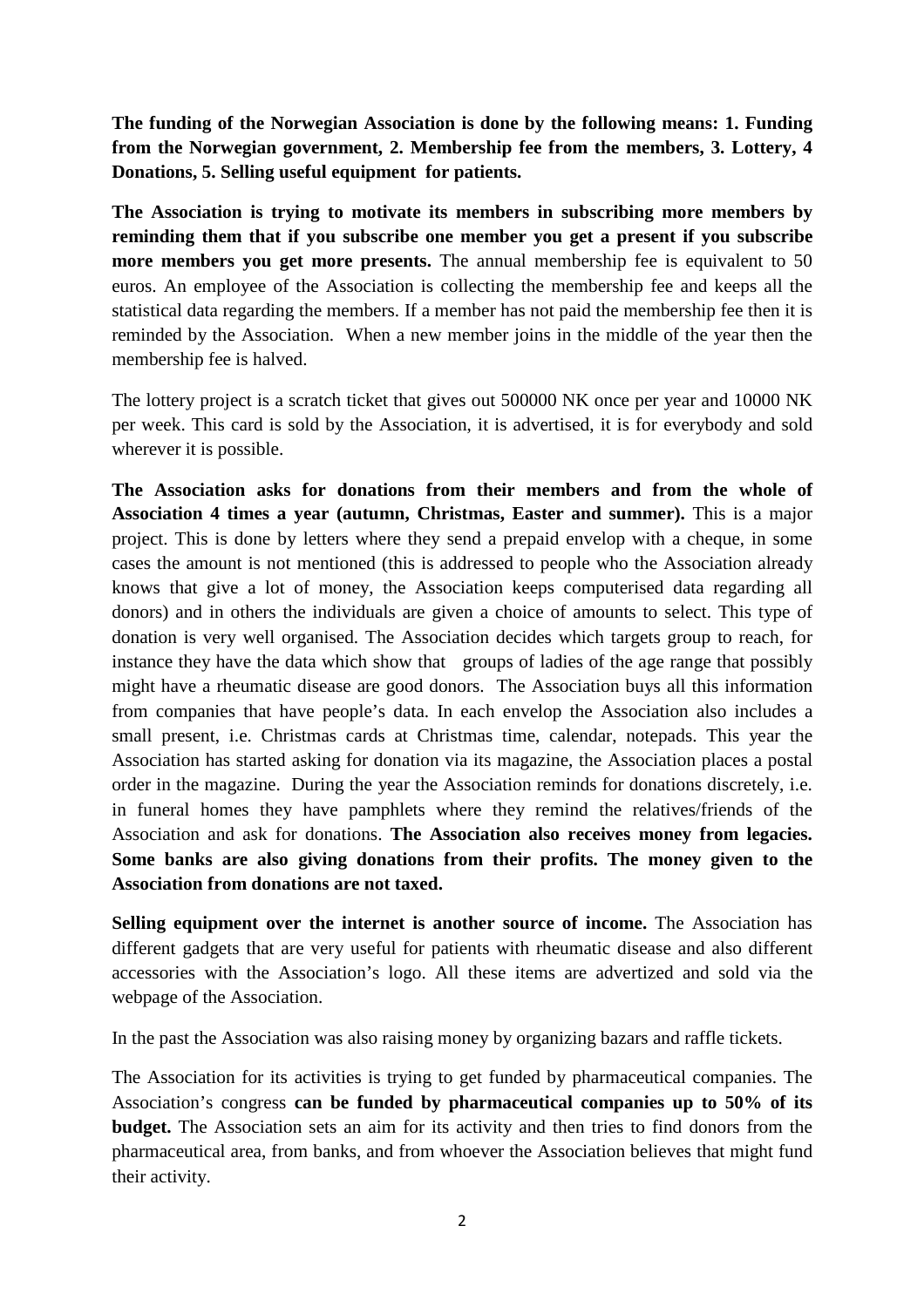**The funding of the Norwegian Association is done by the following means: 1. Funding from the Norwegian government, 2. Membership fee from the members, 3. Lottery, 4 Donations, 5. Selling useful equipment for patients.**

**The Association is trying to motivate its members in subscribing more members by reminding them that if you subscribe one member you get a present if you subscribe more members you get more presents.** The annual membership fee is equivalent to 50 euros. An employee of the Association is collecting the membership fee and keeps all the statistical data regarding the members. If a member has not paid the membership fee then it is reminded by the Association. When a new member joins in the middle of the year then the membership fee is halved.

The lottery project is a scratch ticket that gives out 500000 NK once per year and 10000 NK per week. This card is sold by the Association, it is advertised, it is for everybody and sold wherever it is possible.

**The Association asks for donations from their members and from the whole of Association 4 times a year (autumn, Christmas, Easter and summer).** This is a major project. This is done by letters where they send a prepaid envelop with a cheque, in some cases the amount is not mentioned (this is addressed to people who the Association already knows that give a lot of money, the Association keeps computerised data regarding all donors) and in others the individuals are given a choice of amounts to select. This type of donation is very well organised. The Association decides which targets group to reach, for instance they have the data which show that groups of ladies of the age range that possibly might have a rheumatic disease are good donors. The Association buys all this information from companies that have people's data. In each envelop the Association also includes a small present, i.e. Christmas cards at Christmas time, calendar, notepads. This year the Association has started asking for donation via its magazine, the Association places a postal order in the magazine. During the year the Association reminds for donations discretely, i.e. in funeral homes they have pamphlets where they remind the relatives/friends of the Association and ask for donations. **The Association also receives money from legacies. Some banks are also giving donations from their profits. The money given to the Association from donations are not taxed.**

**Selling equipment over the internet is another source of income.** The Association has different gadgets that are very useful for patients with rheumatic disease and also different accessories with the Association's logo. All these items are advertized and sold via the webpage of the Association.

In the past the Association was also raising money by organizing bazars and raffle tickets.

The Association for its activities is trying to get funded by pharmaceutical companies. The Association's congress **can be funded by pharmaceutical companies up to 50% of its budget.** The Association sets an aim for its activity and then tries to find donors from the pharmaceutical area, from banks, and from whoever the Association believes that might fund their activity.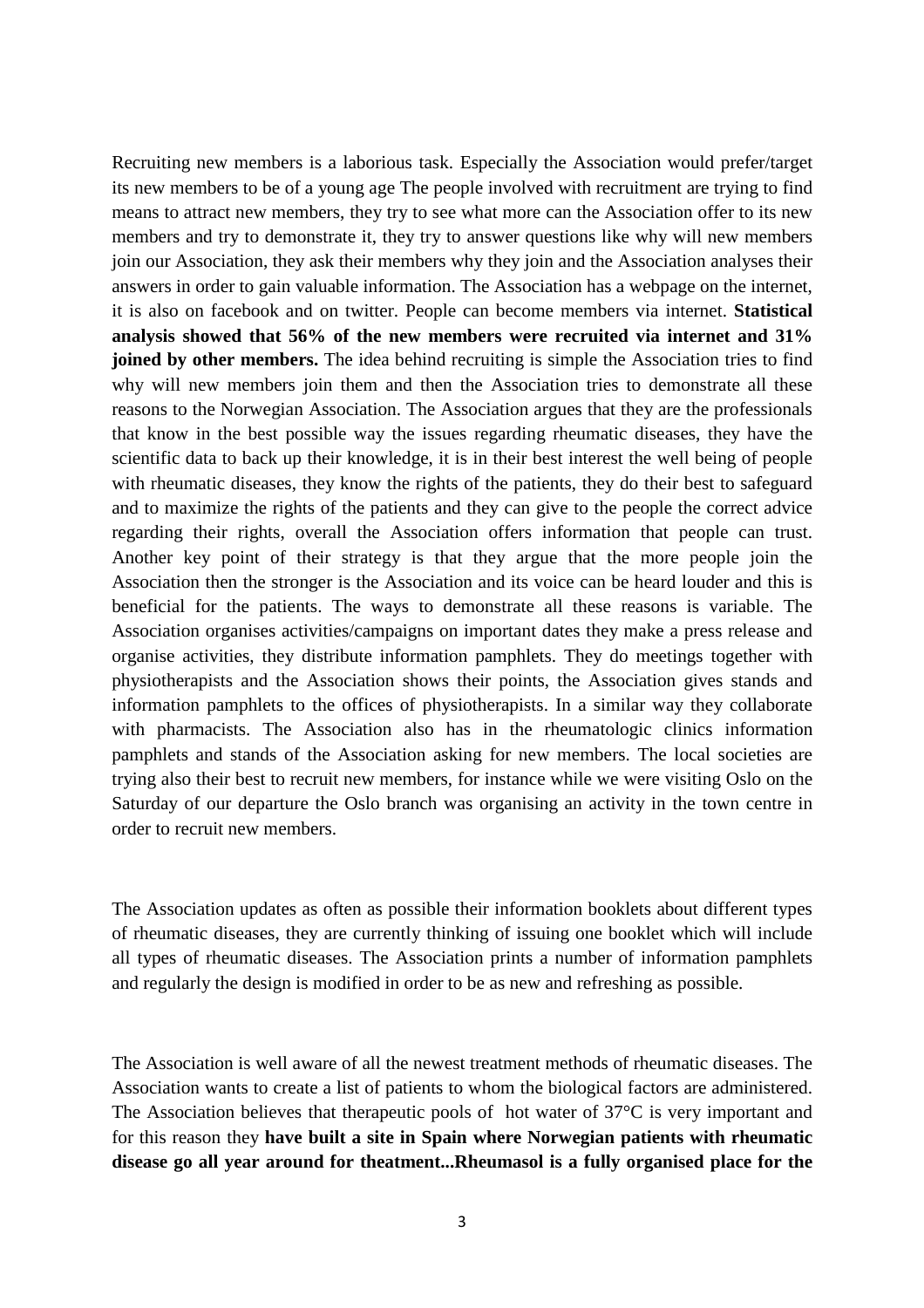Recruiting new members is a laborious task. Especially the Association would prefer/target its new members to be of a young age The people involved with recruitment are trying to find means to attract new members, they try to see what more can the Association offer to its new members and try to demonstrate it, they try to answer questions like why will new members join our Association, they ask their members why they join and the Association analyses their answers in order to gain valuable information. The Association has a webpage on the internet, it is also on facebook and on twitter. People can become members via internet. **Statistical analysis showed that 56% of the new members were recruited via internet and 31% joined by other members.** The idea behind recruiting is simple the Association tries to find why will new members join them and then the Association tries to demonstrate all these reasons to the Norwegian Association. The Association argues that they are the professionals that know in the best possible way the issues regarding rheumatic diseases, they have the scientific data to back up their knowledge, it is in their best interest the well being of people with rheumatic diseases, they know the rights of the patients, they do their best to safeguard and to maximize the rights of the patients and they can give to the people the correct advice regarding their rights, overall the Association offers information that people can trust. Another key point of their strategy is that they argue that the more people join the Association then the stronger is the Association and its voice can be heard louder and this is beneficial for the patients. The ways to demonstrate all these reasons is variable. The Association organises activities/campaigns on important dates they make a press release and organise activities, they distribute information pamphlets. They do meetings together with physiotherapists and the Association shows their points, the Association gives stands and information pamphlets to the offices of physiotherapists. In a similar way they collaborate with pharmacists. The Association also has in the rheumatologic clinics information pamphlets and stands of the Association asking for new members. The local societies are trying also their best to recruit new members, for instance while we were visiting Oslo on the Saturday of our departure the Oslo branch was organising an activity in the town centre in order to recruit new members.

The Association updates as often as possible their information booklets about different types of rheumatic diseases, they are currently thinking of issuing one booklet which will include all types of rheumatic diseases. The Association prints a number of information pamphlets and regularly the design is modified in order to be as new and refreshing as possible.

The Association is well aware of all the newest treatment methods of rheumatic diseases. The Association wants to create a list of patients to whom the biological factors are administered. The Association believes that therapeutic pools of hot water of 37°C is very important and for this reason they **have built a site in Spain where Norwegian patients with rheumatic disease go all year around for theatment...Rheumasol is a fully organised place for the**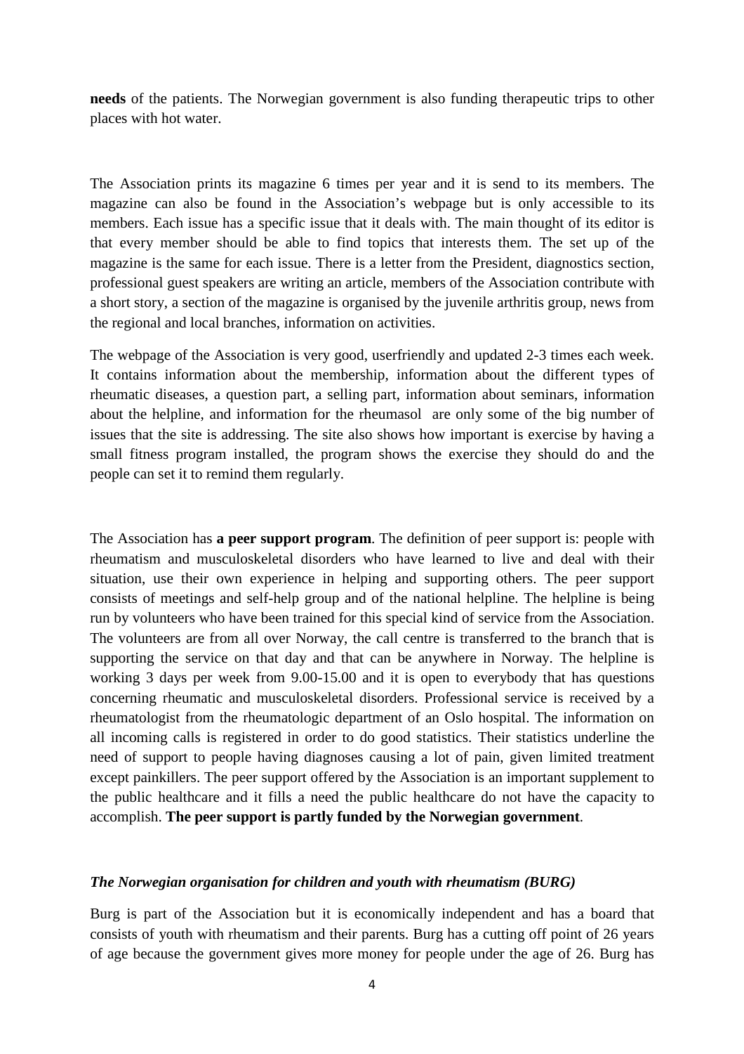**needs** of the patients. The Norwegian government is also funding therapeutic trips to other places with hot water.

The Association prints its magazine 6 times per year and it is send to its members. The magazine can also be found in the Association's webpage but is only accessible to its members. Each issue has a specific issue that it deals with. The main thought of its editor is that every member should be able to find topics that interests them. The set up of the magazine is the same for each issue. There is a letter from the President, diagnostics section, professional guest speakers are writing an article, members of the Association contribute with a short story, a section of the magazine is organised by the juvenile arthritis group, news from the regional and local branches, information on activities.

The webpage of the Association is very good, userfriendly and updated 2-3 times each week. It contains information about the membership, information about the different types of rheumatic diseases, a question part, a selling part, information about seminars, information about the helpline, and information for the rheumasol are only some of the big number of issues that the site is addressing. The site also shows how important is exercise by having a small fitness program installed, the program shows the exercise they should do and the people can set it to remind them regularly.

The Association has **a peer support program**. The definition of peer support is: people with rheumatism and musculoskeletal disorders who have learned to live and deal with their situation, use their own experience in helping and supporting others. The peer support consists of meetings and self-help group and of the national helpline. The helpline is being run by volunteers who have been trained for this special kind of service from the Association. The volunteers are from all over Norway, the call centre is transferred to the branch that is supporting the service on that day and that can be anywhere in Norway. The helpline is working 3 days per week from 9.00-15.00 and it is open to everybody that has questions concerning rheumatic and musculoskeletal disorders. Professional service is received by a rheumatologist from the rheumatologic department of an Oslo hospital. The information on all incoming calls is registered in order to do good statistics. Their statistics underline the need of support to people having diagnoses causing a lot of pain, given limited treatment except painkillers. The peer support offered by the Association is an important supplement to the public healthcare and it fills a need the public healthcare do not have the capacity to accomplish. **The peer support is partly funded by the Norwegian government**.

***The Norwegian organisation for children and youth with rheumatism (BURG)***

Burg is part of the Association but it is economically independent and has a board that consists of youth with rheumatism and their parents. Burg has a cutting off point of 26 years of age because the government gives more money for people under the age of 26. Burg has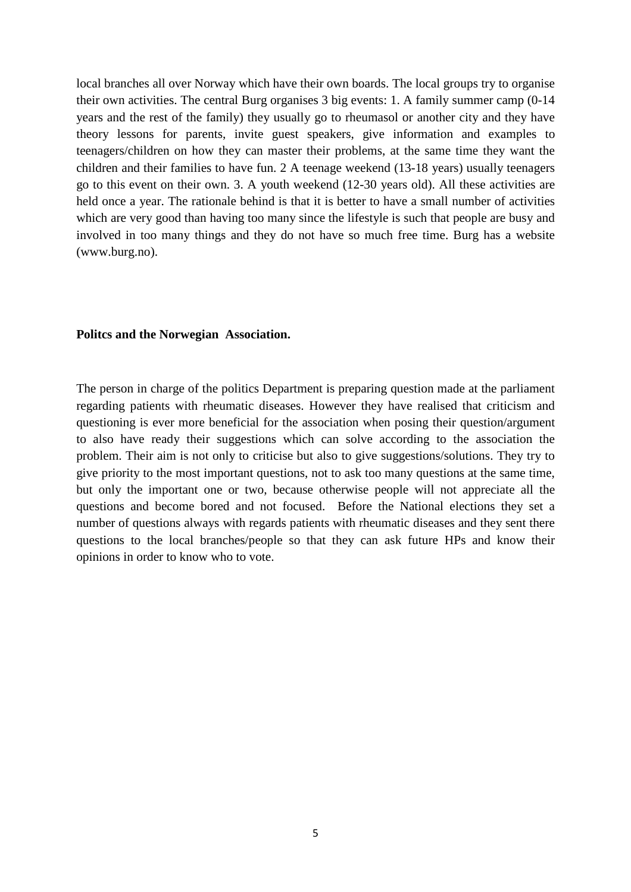local branches all over Norway which have their own boards. The local groups try to organise their own activities. The central Burg organises 3 big events: 1. A family summer camp (0-14 years and the rest of the family) they usually go to rheumasol or another city and they have theory lessons for parents, invite guest speakers, give information and examples to teenagers/children on how they can master their problems, at the same time they want the children and their families to have fun. 2 A teenage weekend (13-18 years) usually teenagers go to this event on their own. 3. A youth weekend (12-30 years old). All these activities are held once a year. The rationale behind is that it is better to have a small number of activities which are very good than having too many since the lifestyle is such that people are busy and involved in too many things and they do not have so much free time. Burg has a website (www.burg.no).

**Politcs and the Norwegian Association.**

The person in charge of the politics Department is preparing question made at the parliament regarding patients with rheumatic diseases. However they have realised that criticism and questioning is ever more beneficial for the association when posing their question/argument to also have ready their suggestions which can solve according to the association the problem. Their aim is not only to criticise but also to give suggestions/solutions. They try to give priority to the most important questions, not to ask too many questions at the same time, but only the important one or two, because otherwise people will not appreciate all the questions and become bored and not focused. Before the National elections they set a number of questions always with regards patients with rheumatic diseases and they sent there questions to the local branches/people so that they can ask future HPs and know their opinions in order to know who to vote.